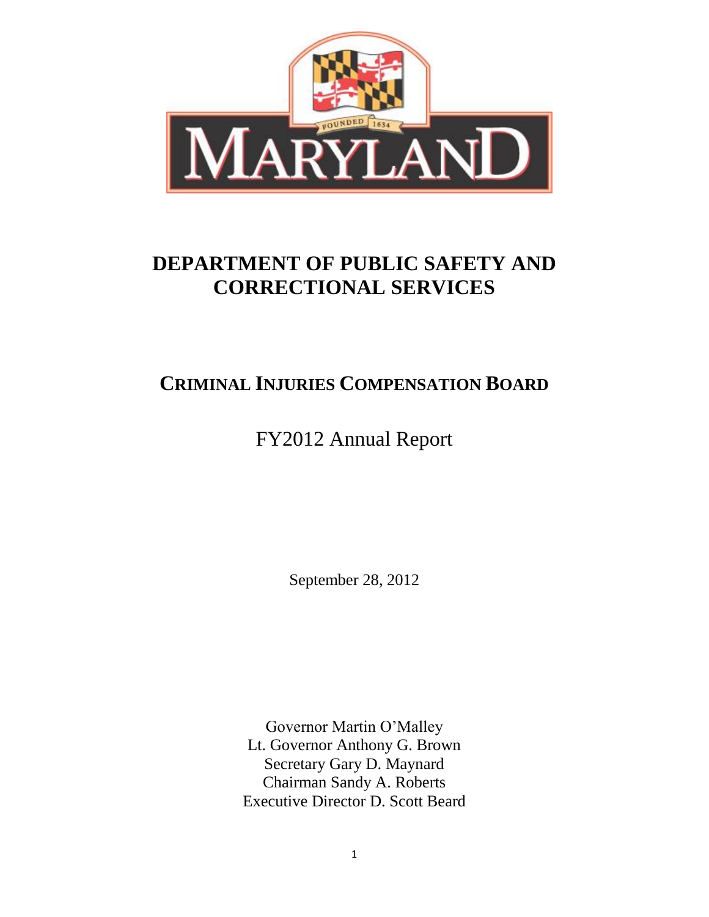# DEPARTMENT OF PUBLIC SAFETY AND CORRECTIONAL SERVICES

## CRIMINAL INJURIES COMPENSATION BOARD

FY2012 Annual Report

September 28, 2012

Governor Martin O'Malley
Lt. Governor Anthony G. Brown
Secretary Gary D. Maynard
Chairman Sandy A. Roberts
Executive Director D. Scott Beard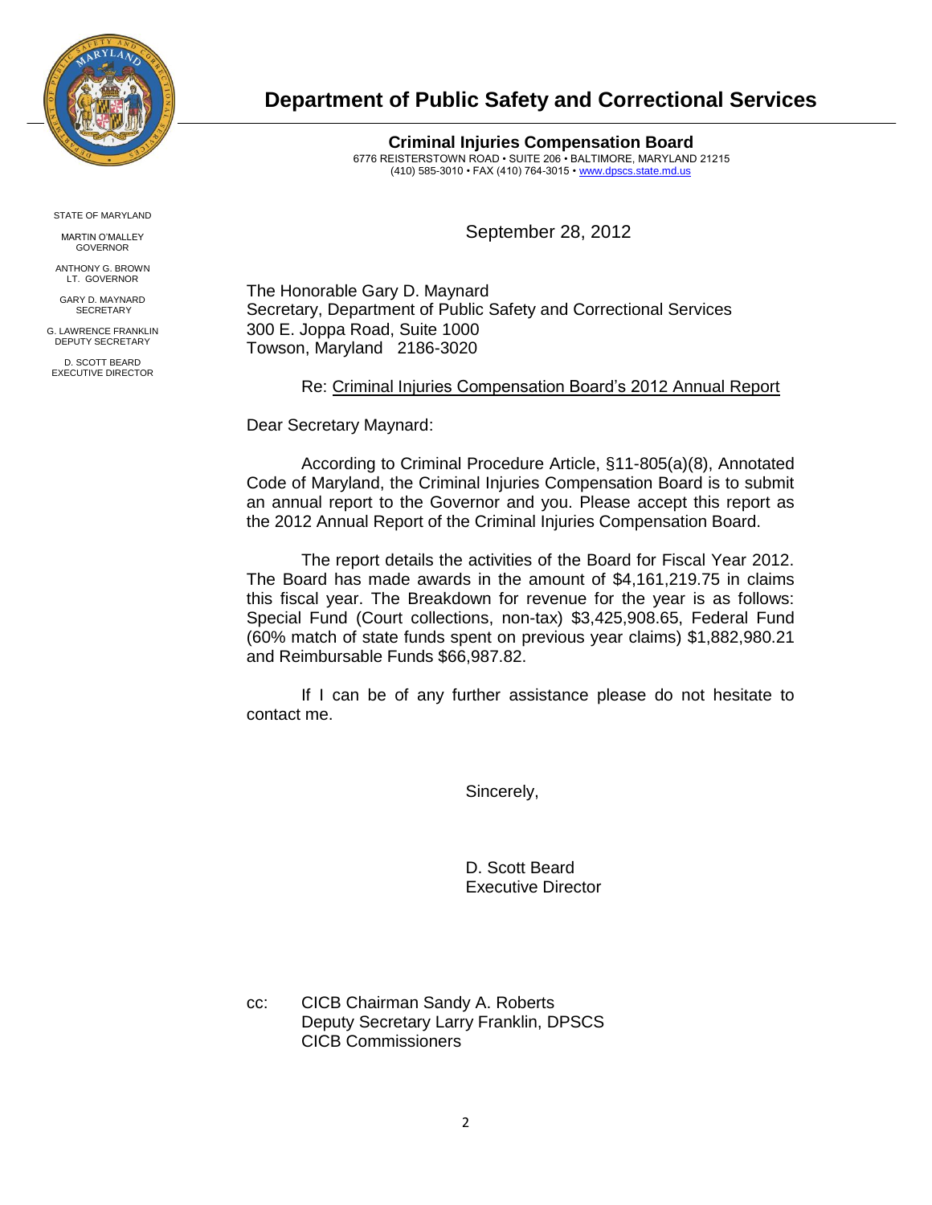# Department of Public Safety and Correctional Services

**Criminal Injuries Compensation Board**
6776 REISTERSTOWN ROAD • SUITE 206 • BALTIMORE, MARYLAND 21215
(410) 585-3010 • FAX (410) 764-3015 • www.dpscs.state.md.us

STATE OF MARYLAND

MARTIN O'MALLEY
GOVERNOR

ANTHONY G. BROWN
LT. GOVERNOR

GARY D. MAYNARD
SECRETARY

G. LAWRENCE FRANKLIN
DEPUTY SECRETARY

D. SCOTT BEARD
EXECUTIVE DIRECTOR

September 28, 2012

The Honorable Gary D. Maynard
Secretary, Department of Public Safety and Correctional Services
300 E. Joppa Road, Suite 1000
Towson, Maryland 2186-3020

Re: Criminal Injuries Compensation Board's 2012 Annual Report

Dear Secretary Maynard:

According to Criminal Procedure Article, §11-805(a)(8), Annotated Code of Maryland, the Criminal Injuries Compensation Board is to submit an annual report to the Governor and you. Please accept this report as the 2012 Annual Report of the Criminal Injuries Compensation Board.

The report details the activities of the Board for Fiscal Year 2012. The Board has made awards in the amount of $4,161,219.75 in claims this fiscal year. The Breakdown for revenue for the year is as follows: Special Fund (Court collections, non-tax) $3,425,908.65, Federal Fund (60% match of state funds spent on previous year claims) $1,882,980.21 and Reimbursable Funds $66,987.82.

If I can be of any further assistance please do not hesitate to contact me.

Sincerely,

D. Scott Beard
Executive Director

cc: CICB Chairman Sandy A. Roberts
Deputy Secretary Larry Franklin, DPSCS
CICB Commissioners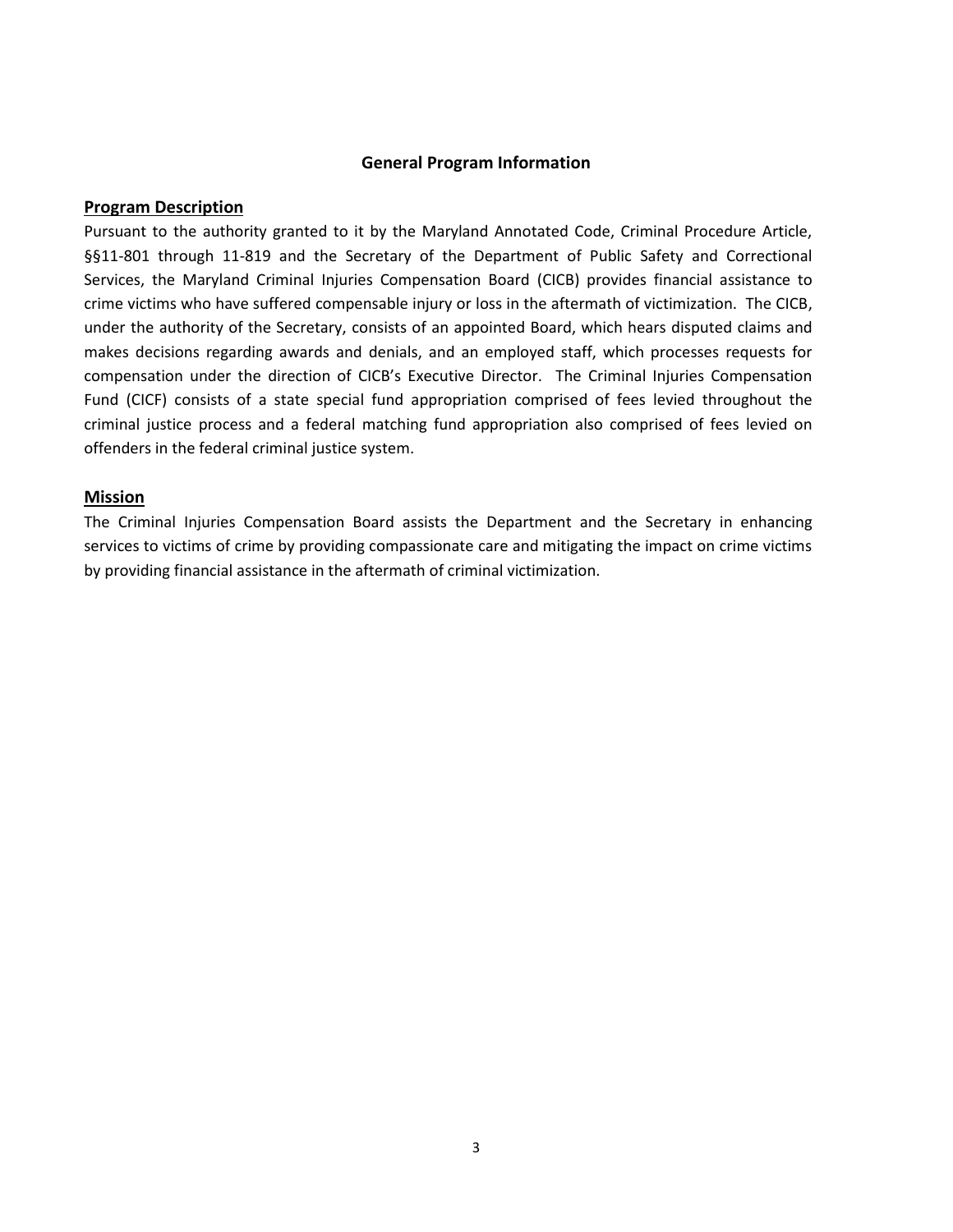# General Program Information

## Program Description

Pursuant to the authority granted to it by the Maryland Annotated Code, Criminal Procedure Article, §§11-801 through 11-819 and the Secretary of the Department of Public Safety and Correctional Services, the Maryland Criminal Injuries Compensation Board (CICB) provides financial assistance to crime victims who have suffered compensable injury or loss in the aftermath of victimization. The CICB, under the authority of the Secretary, consists of an appointed Board, which hears disputed claims and makes decisions regarding awards and denials, and an employed staff, which processes requests for compensation under the direction of CICB's Executive Director. The Criminal Injuries Compensation Fund (CICF) consists of a state special fund appropriation comprised of fees levied throughout the criminal justice process and a federal matching fund appropriation also comprised of fees levied on offenders in the federal criminal justice system.

## Mission

The Criminal Injuries Compensation Board assists the Department and the Secretary in enhancing services to victims of crime by providing compassionate care and mitigating the impact on crime victims by providing financial assistance in the aftermath of criminal victimization.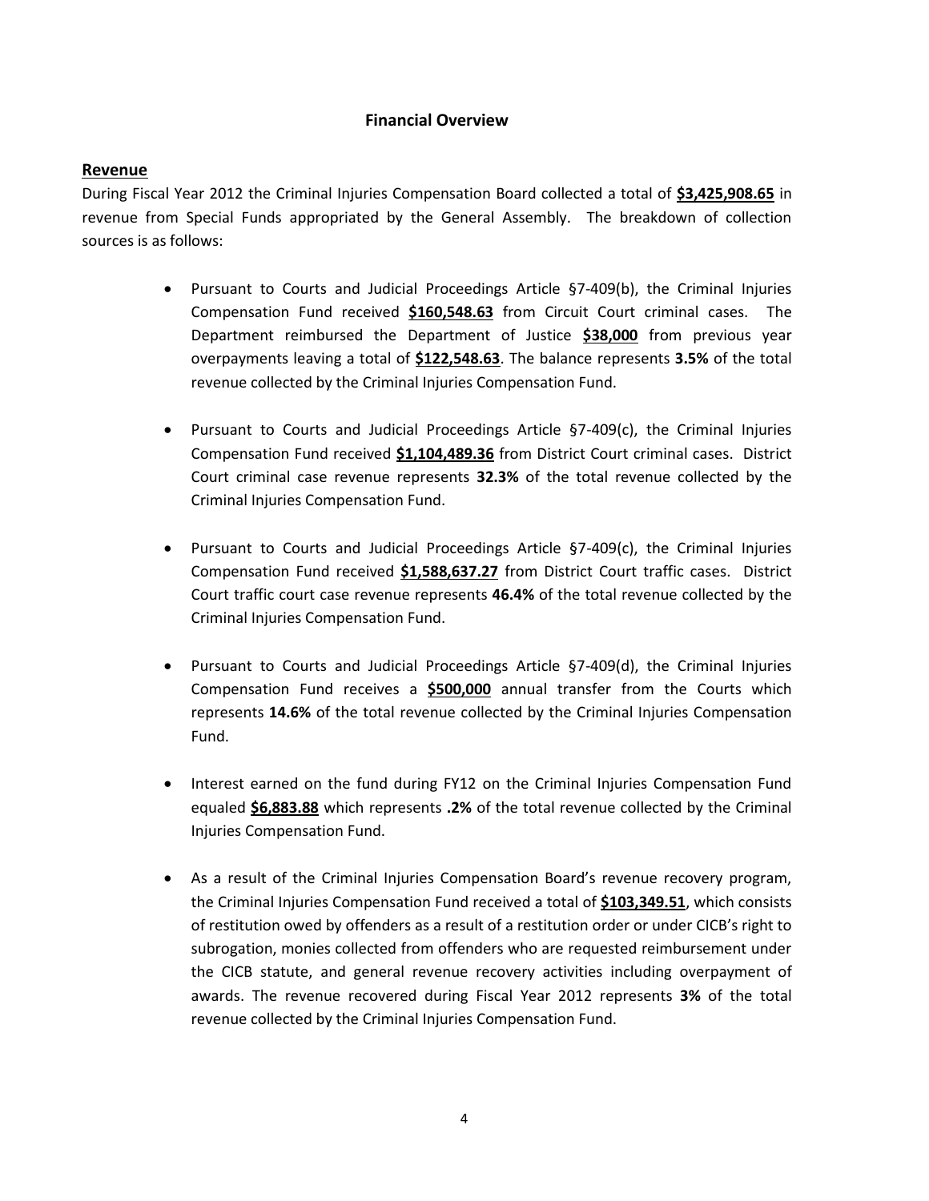# Financial Overview

## Revenue

During Fiscal Year 2012 the Criminal Injuries Compensation Board collected a total of **<u>$3,425,908.65</u>** in revenue from Special Funds appropriated by the General Assembly. The breakdown of collection sources is as follows:

- Pursuant to Courts and Judicial Proceedings Article §7-409(b), the Criminal Injuries Compensation Fund received **<u>$160,548.63</u>** from Circuit Court criminal cases. The Department reimbursed the Department of Justice **<u>$38,000</u>** from previous year overpayments leaving a total of **<u>$122,548.63</u>**. The balance represents **3.5%** of the total revenue collected by the Criminal Injuries Compensation Fund.

- Pursuant to Courts and Judicial Proceedings Article §7-409(c), the Criminal Injuries Compensation Fund received **<u>$1,104,489.36</u>** from District Court criminal cases. District Court criminal case revenue represents **32.3%** of the total revenue collected by the Criminal Injuries Compensation Fund.

- Pursuant to Courts and Judicial Proceedings Article §7-409(c), the Criminal Injuries Compensation Fund received **<u>$1,588,637.27</u>** from District Court traffic cases. District Court traffic court case revenue represents **46.4%** of the total revenue collected by the Criminal Injuries Compensation Fund.

- Pursuant to Courts and Judicial Proceedings Article §7-409(d), the Criminal Injuries Compensation Fund receives a **<u>$500,000</u>** annual transfer from the Courts which represents **14.6%** of the total revenue collected by the Criminal Injuries Compensation Fund.

- Interest earned on the fund during FY12 on the Criminal Injuries Compensation Fund equaled **<u>$6,883.88</u>** which represents **.2%** of the total revenue collected by the Criminal Injuries Compensation Fund.

- As a result of the Criminal Injuries Compensation Board's revenue recovery program, the Criminal Injuries Compensation Fund received a total of **<u>$103,349.51</u>**, which consists of restitution owed by offenders as a result of a restitution order or under CICB's right to subrogation, monies collected from offenders who are requested reimbursement under the CICB statute, and general revenue recovery activities including overpayment of awards. The revenue recovered during Fiscal Year 2012 represents **3%** of the total revenue collected by the Criminal Injuries Compensation Fund.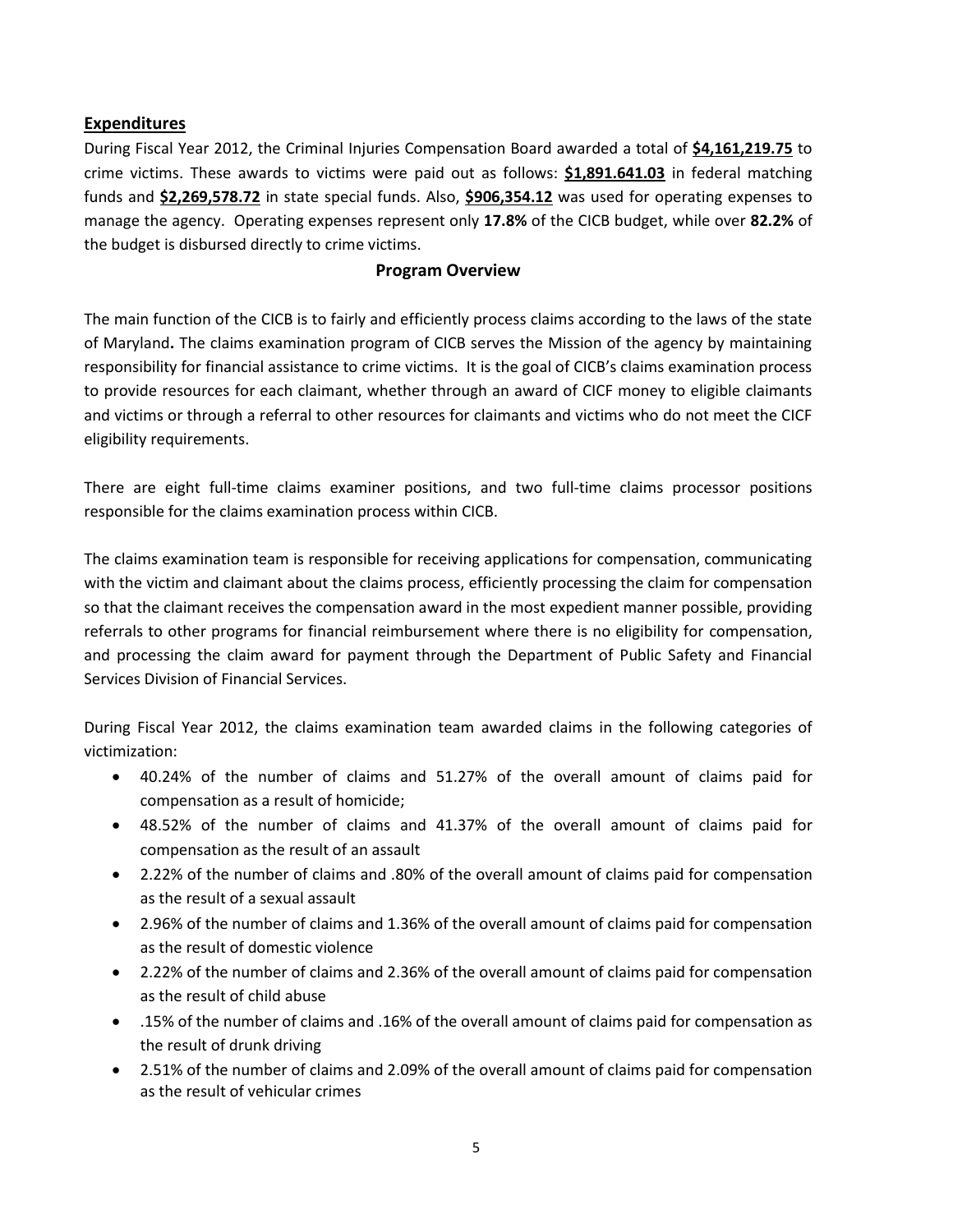## Expenditures

During Fiscal Year 2012, the Criminal Injuries Compensation Board awarded a total of **$4,161,219.75** to crime victims. These awards to victims were paid out as follows: **$1,891.641.03** in federal matching funds and **$2,269,578.72** in state special funds. Also, **$906,354.12** was used for operating expenses to manage the agency. Operating expenses represent only **17.8%** of the CICB budget, while over **82.2%** of the budget is disbursed directly to crime victims.

### Program Overview

The main function of the CICB is to fairly and efficiently process claims according to the laws of the state of Maryland**.** The claims examination program of CICB serves the Mission of the agency by maintaining responsibility for financial assistance to crime victims. It is the goal of CICB's claims examination process to provide resources for each claimant, whether through an award of CICF money to eligible claimants and victims or through a referral to other resources for claimants and victims who do not meet the CICF eligibility requirements.

There are eight full-time claims examiner positions, and two full-time claims processor positions responsible for the claims examination process within CICB.

The claims examination team is responsible for receiving applications for compensation, communicating with the victim and claimant about the claims process, efficiently processing the claim for compensation so that the claimant receives the compensation award in the most expedient manner possible, providing referrals to other programs for financial reimbursement where there is no eligibility for compensation, and processing the claim award for payment through the Department of Public Safety and Financial Services Division of Financial Services.

During Fiscal Year 2012, the claims examination team awarded claims in the following categories of victimization:

- 40.24% of the number of claims and 51.27% of the overall amount of claims paid for compensation as a result of homicide;
- 48.52% of the number of claims and 41.37% of the overall amount of claims paid for compensation as the result of an assault
- 2.22% of the number of claims and .80% of the overall amount of claims paid for compensation as the result of a sexual assault
- 2.96% of the number of claims and 1.36% of the overall amount of claims paid for compensation as the result of domestic violence
- 2.22% of the number of claims and 2.36% of the overall amount of claims paid for compensation as the result of child abuse
- .15% of the number of claims and .16% of the overall amount of claims paid for compensation as the result of drunk driving
- 2.51% of the number of claims and 2.09% of the overall amount of claims paid for compensation as the result of vehicular crimes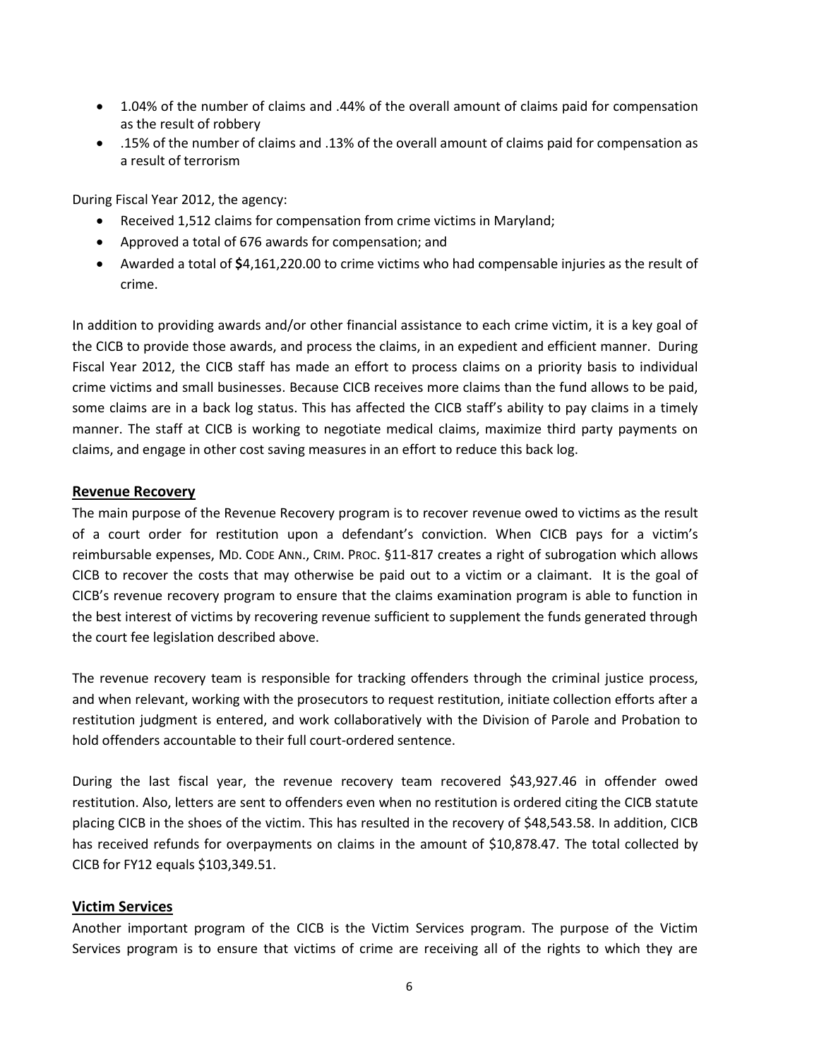- 1.04% of the number of claims and .44% of the overall amount of claims paid for compensation as the result of robbery
- .15% of the number of claims and .13% of the overall amount of claims paid for compensation as a result of terrorism

During Fiscal Year 2012, the agency:

- Received 1,512 claims for compensation from crime victims in Maryland;
- Approved a total of 676 awards for compensation; and
- Awarded a total of **$**4,161,220.00 to crime victims who had compensable injuries as the result of crime.

In addition to providing awards and/or other financial assistance to each crime victim, it is a key goal of the CICB to provide those awards, and process the claims, in an expedient and efficient manner. During Fiscal Year 2012, the CICB staff has made an effort to process claims on a priority basis to individual crime victims and small businesses. Because CICB receives more claims than the fund allows to be paid, some claims are in a back log status. This has affected the CICB staff's ability to pay claims in a timely manner. The staff at CICB is working to negotiate medical claims, maximize third party payments on claims, and engage in other cost saving measures in an effort to reduce this back log.

## Revenue Recovery

The main purpose of the Revenue Recovery program is to recover revenue owed to victims as the result of a court order for restitution upon a defendant's conviction. When CICB pays for a victim's reimbursable expenses, MD. CODE ANN., CRIM. PROC. §11-817 creates a right of subrogation which allows CICB to recover the costs that may otherwise be paid out to a victim or a claimant. It is the goal of CICB's revenue recovery program to ensure that the claims examination program is able to function in the best interest of victims by recovering revenue sufficient to supplement the funds generated through the court fee legislation described above.

The revenue recovery team is responsible for tracking offenders through the criminal justice process, and when relevant, working with the prosecutors to request restitution, initiate collection efforts after a restitution judgment is entered, and work collaboratively with the Division of Parole and Probation to hold offenders accountable to their full court-ordered sentence.

During the last fiscal year, the revenue recovery team recovered $43,927.46 in offender owed restitution. Also, letters are sent to offenders even when no restitution is ordered citing the CICB statute placing CICB in the shoes of the victim. This has resulted in the recovery of $48,543.58. In addition, CICB has received refunds for overpayments on claims in the amount of $10,878.47. The total collected by CICB for FY12 equals $103,349.51.

## Victim Services

Another important program of the CICB is the Victim Services program. The purpose of the Victim Services program is to ensure that victims of crime are receiving all of the rights to which they are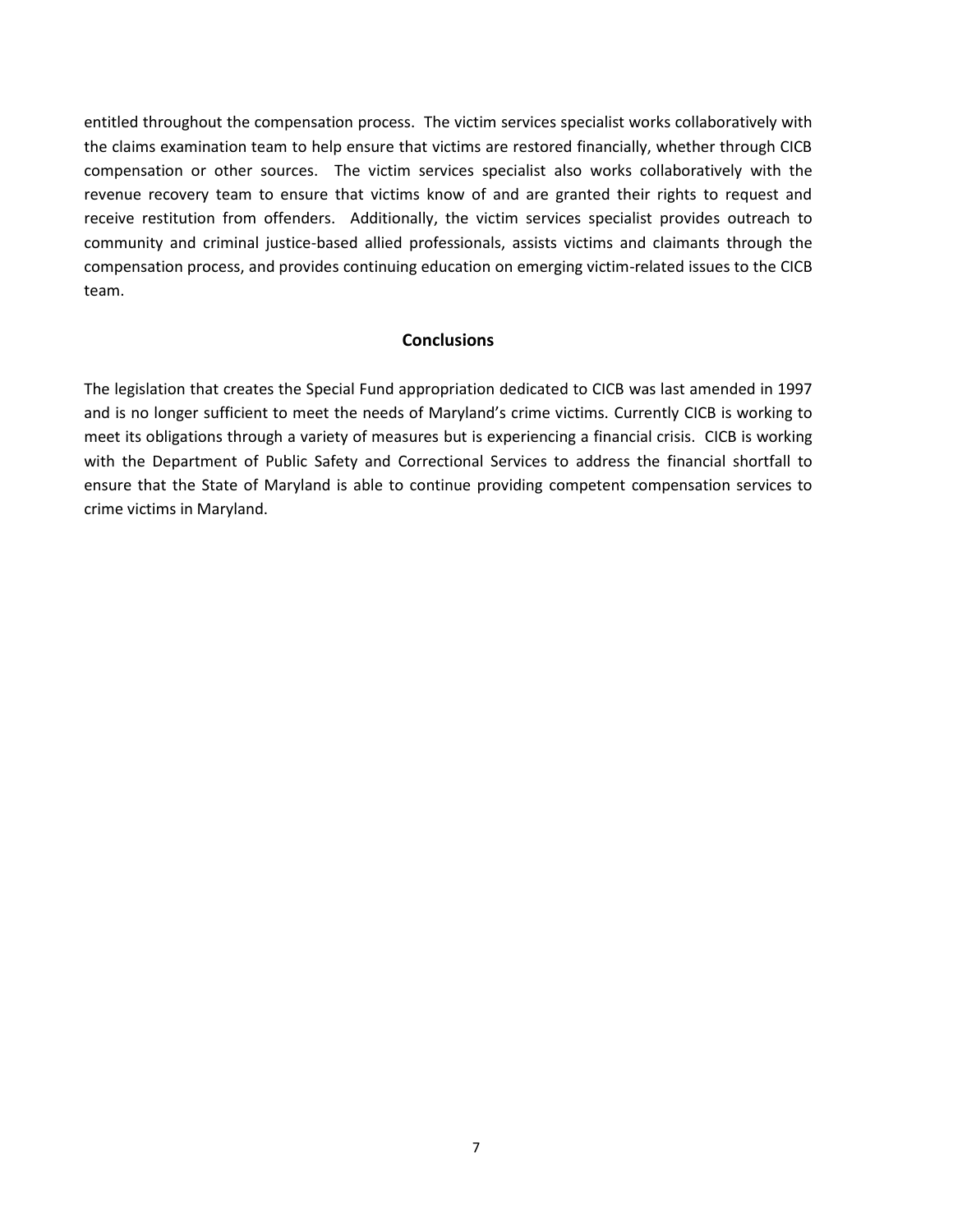entitled throughout the compensation process. The victim services specialist works collaboratively with the claims examination team to help ensure that victims are restored financially, whether through CICB compensation or other sources. The victim services specialist also works collaboratively with the revenue recovery team to ensure that victims know of and are granted their rights to request and receive restitution from offenders. Additionally, the victim services specialist provides outreach to community and criminal justice-based allied professionals, assists victims and claimants through the compensation process, and provides continuing education on emerging victim-related issues to the CICB team.

## Conclusions

The legislation that creates the Special Fund appropriation dedicated to CICB was last amended in 1997 and is no longer sufficient to meet the needs of Maryland's crime victims. Currently CICB is working to meet its obligations through a variety of measures but is experiencing a financial crisis. CICB is working with the Department of Public Safety and Correctional Services to address the financial shortfall to ensure that the State of Maryland is able to continue providing competent compensation services to crime victims in Maryland.